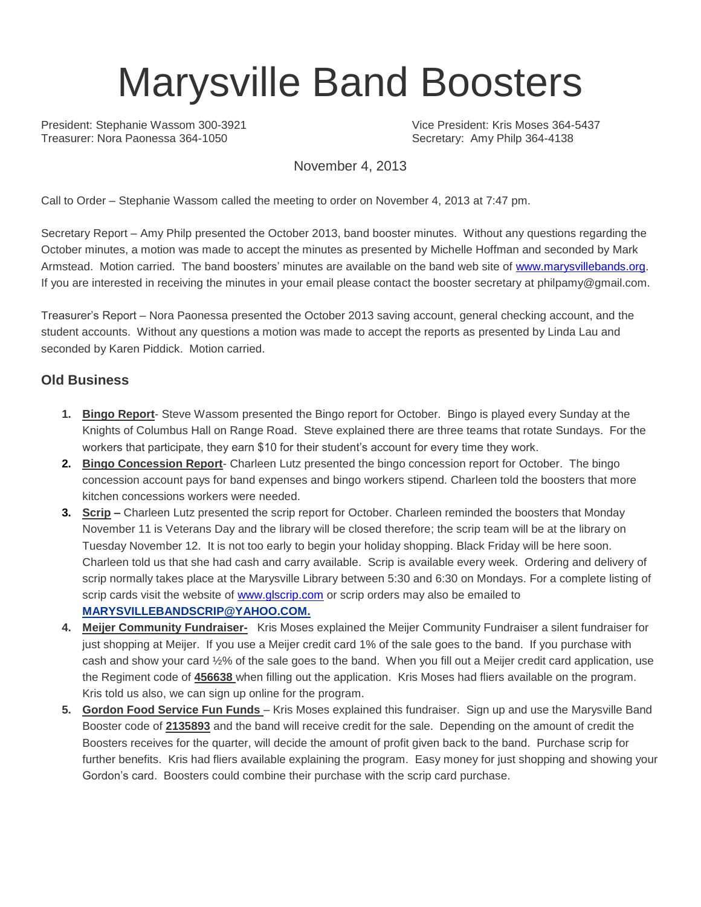# Marysville Band Boosters

President: Stephanie Wassom 300-3921
Vice President: Kris Moses 364-5437
Treasurer: Nora Paonessa 364-1050
Secretary: Amy Philp 364-4138

November 4, 2013

Call to Order – Stephanie Wassom called the meeting to order on November 4, 2013 at 7:47 pm.

Secretary Report – Amy Philp presented the October 2013, band booster minutes. Without any questions regarding the October minutes, a motion was made to accept the minutes as presented by Michelle Hoffman and seconded by Mark Armstead. Motion carried. The band boosters' minutes are available on the band web site of [www.marysvillebands.org](www.marysvillebands.org). If you are interested in receiving the minutes in your email please contact the booster secretary at philpamy@gmail.com.

Treasurer's Report – Nora Paonessa presented the October 2013 saving account, general checking account, and the student accounts. Without any questions a motion was made to accept the reports as presented by Linda Lau and seconded by Karen Piddick. Motion carried.

## Old Business

1. **Bingo Report**- Steve Wassom presented the Bingo report for October. Bingo is played every Sunday at the Knights of Columbus Hall on Range Road. Steve explained there are three teams that rotate Sundays. For the workers that participate, they earn $10 for their student's account for every time they work.
2. **Bingo Concession Report**- Charleen Lutz presented the bingo concession report for October. The bingo concession account pays for band expenses and bingo workers stipend. Charleen told the boosters that more kitchen concessions workers were needed.
3. **Scrip –** Charleen Lutz presented the scrip report for October. Charleen reminded the boosters that Monday November 11 is Veterans Day and the library will be closed therefore; the scrip team will be at the library on Tuesday November 12. It is not too early to begin your holiday shopping. Black Friday will be here soon. Charleen told us that she had cash and carry available. Scrip is available every week. Ordering and delivery of scrip normally takes place at the Marysville Library between 5:30 and 6:30 on Mondays. For a complete listing of scrip cards visit the website of [www.glscrip.com](www.glscrip.com) or scrip orders may also be emailed to **MARYSVILLEBANDSCRIP@YAHOO.COM.**
4. **Meijer Community Fundraiser-** Kris Moses explained the Meijer Community Fundraiser a silent fundraiser for just shopping at Meijer. If you use a Meijer credit card 1% of the sale goes to the band. If you purchase with cash and show your card ½% of the sale goes to the band. When you fill out a Meijer credit card application, use the Regiment code of **456638** when filling out the application. Kris Moses had fliers available on the program. Kris told us also, we can sign up online for the program.
5. **Gordon Food Service Fun Funds** – Kris Moses explained this fundraiser. Sign up and use the Marysville Band Booster code of **2135893** and the band will receive credit for the sale. Depending on the amount of credit the Boosters receives for the quarter, will decide the amount of profit given back to the band. Purchase scrip for further benefits. Kris had fliers available explaining the program. Easy money for just shopping and showing your Gordon's card. Boosters could combine their purchase with the scrip card purchase.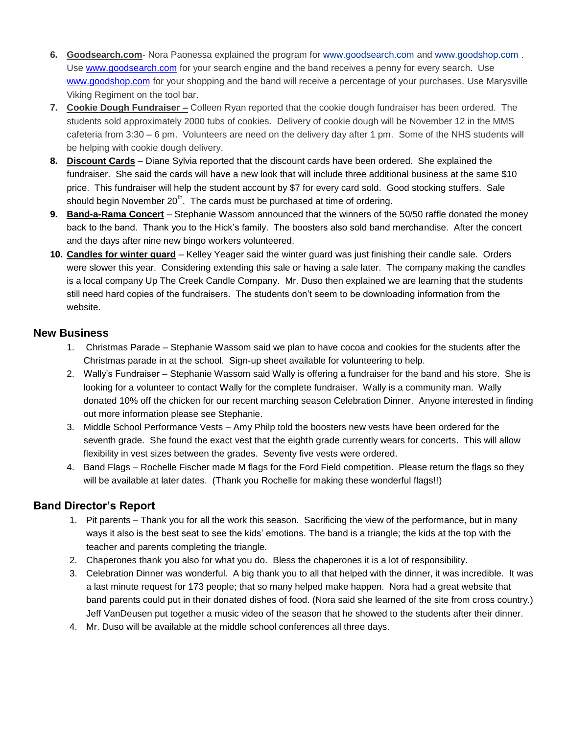6. **Goodsearch.com**- Nora Paonessa explained the program for www.goodsearch.com and www.goodshop.com . Use www.goodsearch.com for your search engine and the band receives a penny for every search. Use www.goodshop.com for your shopping and the band will receive a percentage of your purchases. Use Marysville Viking Regiment on the tool bar.
7. **Cookie Dough Fundraiser –** Colleen Ryan reported that the cookie dough fundraiser has been ordered. The students sold approximately 2000 tubs of cookies. Delivery of cookie dough will be November 12 in the MMS cafeteria from 3:30 – 6 pm. Volunteers are need on the delivery day after 1 pm. Some of the NHS students will be helping with cookie dough delivery.
8. **Discount Cards** – Diane Sylvia reported that the discount cards have been ordered. She explained the fundraiser. She said the cards will have a new look that will include three additional business at the same $10 price. This fundraiser will help the student account by $7 for every card sold. Good stocking stuffers. Sale should begin November 20th. The cards must be purchased at time of ordering.
9. **Band-a-Rama Concert** – Stephanie Wassom announced that the winners of the 50/50 raffle donated the money back to the band. Thank you to the Hick's family. The boosters also sold band merchandise. After the concert and the days after nine new bingo workers volunteered.
10. **Candles for winter guard** – Kelley Yeager said the winter guard was just finishing their candle sale. Orders were slower this year. Considering extending this sale or having a sale later. The company making the candles is a local company Up The Creek Candle Company. Mr. Duso then explained we are learning that the students still need hard copies of the fundraisers. The students don't seem to be downloading information from the website.

## New Business

1. Christmas Parade – Stephanie Wassom said we plan to have cocoa and cookies for the students after the Christmas parade in at the school. Sign-up sheet available for volunteering to help.
2. Wally's Fundraiser – Stephanie Wassom said Wally is offering a fundraiser for the band and his store. She is looking for a volunteer to contact Wally for the complete fundraiser. Wally is a community man. Wally donated 10% off the chicken for our recent marching season Celebration Dinner. Anyone interested in finding out more information please see Stephanie.
3. Middle School Performance Vests – Amy Philp told the boosters new vests have been ordered for the seventh grade. She found the exact vest that the eighth grade currently wears for concerts. This will allow flexibility in vest sizes between the grades. Seventy five vests were ordered.
4. Band Flags – Rochelle Fischer made M flags for the Ford Field competition. Please return the flags so they will be available at later dates. (Thank you Rochelle for making these wonderful flags!!)

## Band Director's Report

1. Pit parents – Thank you for all the work this season. Sacrificing the view of the performance, but in many ways it also is the best seat to see the kids' emotions. The band is a triangle; the kids at the top with the teacher and parents completing the triangle.
2. Chaperones thank you also for what you do. Bless the chaperones it is a lot of responsibility.
3. Celebration Dinner was wonderful. A big thank you to all that helped with the dinner, it was incredible. It was a last minute request for 173 people; that so many helped make happen. Nora had a great website that band parents could put in their donated dishes of food. (Nora said she learned of the site from cross country.) Jeff VanDeusen put together a music video of the season that he showed to the students after their dinner.
4. Mr. Duso will be available at the middle school conferences all three days.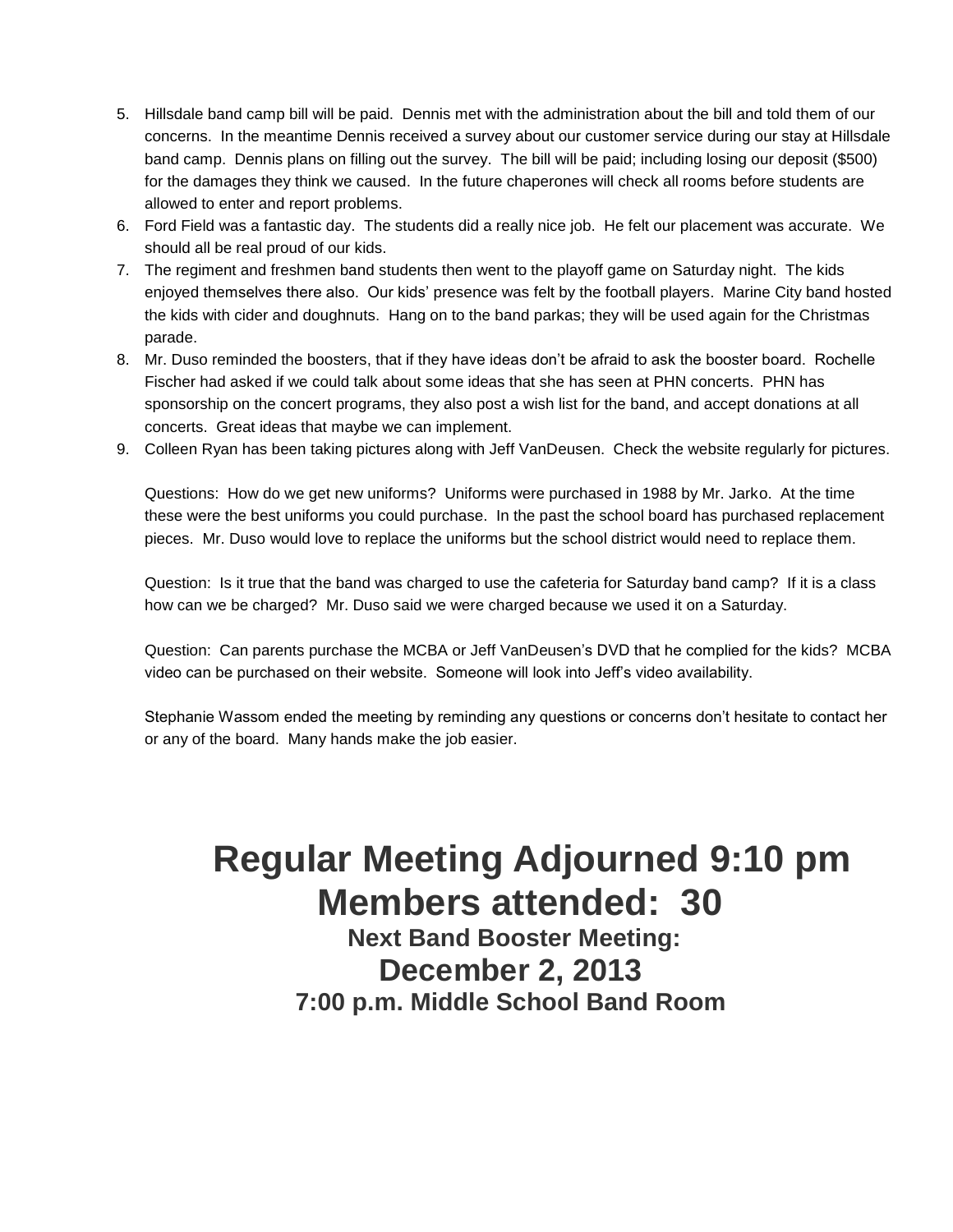5. Hillsdale band camp bill will be paid. Dennis met with the administration about the bill and told them of our concerns. In the meantime Dennis received a survey about our customer service during our stay at Hillsdale band camp. Dennis plans on filling out the survey. The bill will be paid; including losing our deposit ($500) for the damages they think we caused. In the future chaperones will check all rooms before students are allowed to enter and report problems.
6. Ford Field was a fantastic day. The students did a really nice job. He felt our placement was accurate. We should all be real proud of our kids.
7. The regiment and freshmen band students then went to the playoff game on Saturday night. The kids enjoyed themselves there also. Our kids' presence was felt by the football players. Marine City band hosted the kids with cider and doughnuts. Hang on to the band parkas; they will be used again for the Christmas parade.
8. Mr. Duso reminded the boosters, that if they have ideas don't be afraid to ask the booster board. Rochelle Fischer had asked if we could talk about some ideas that she has seen at PHN concerts. PHN has sponsorship on the concert programs, they also post a wish list for the band, and accept donations at all concerts. Great ideas that maybe we can implement.
9. Colleen Ryan has been taking pictures along with Jeff VanDeusen. Check the website regularly for pictures.

   Questions: How do we get new uniforms? Uniforms were purchased in 1988 by Mr. Jarko. At the time these were the best uniforms you could purchase. In the past the school board has purchased replacement pieces. Mr. Duso would love to replace the uniforms but the school district would need to replace them.

   Question: Is it true that the band was charged to use the cafeteria for Saturday band camp? If it is a class how can we be charged? Mr. Duso said we were charged because we used it on a Saturday.

   Question: Can parents purchase the MCBA or Jeff VanDeusen's DVD that he complied for the kids? MCBA video can be purchased on their website. Someone will look into Jeff's video availability.

   Stephanie Wassom ended the meeting by reminding any questions or concerns don't hesitate to contact her or any of the board. Many hands make the job easier.

# Regular Meeting Adjourned 9:10 pm

# Members attended: 30

### Next Band Booster Meeting:

## December 2, 2013

### 7:00 p.m. Middle School Band Room